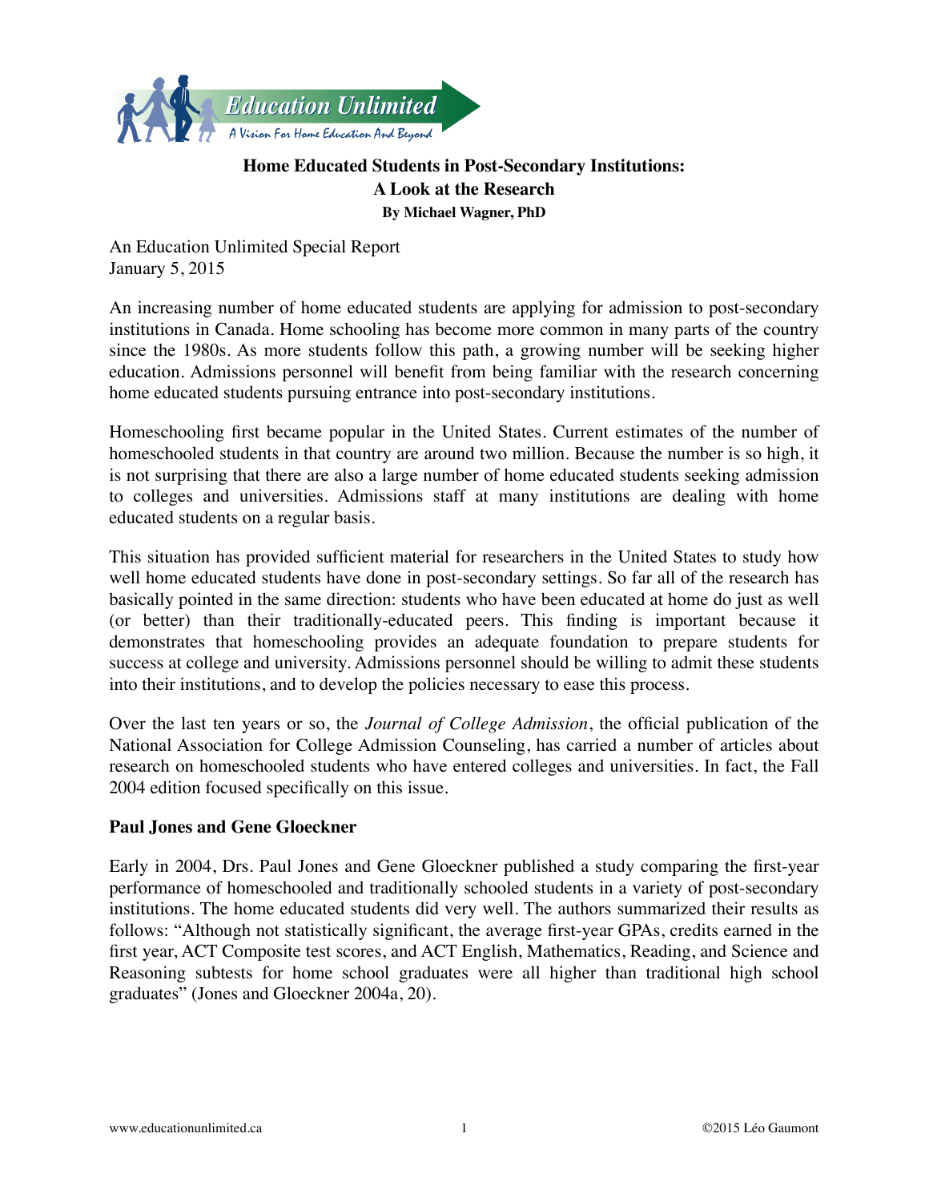Education Unlimited

A Vision For Home Education And Beyond

# Home Educated Students in Post-Secondary Institutions: A Look at the Research

**By Michael Wagner, PhD**

An Education Unlimited Special Report
January 5, 2015

An increasing number of home educated students are applying for admission to post-secondary institutions in Canada. Home schooling has become more common in many parts of the country since the 1980s. As more students follow this path, a growing number will be seeking higher education. Admissions personnel will benefit from being familiar with the research concerning home educated students pursuing entrance into post-secondary institutions.

Homeschooling first became popular in the United States. Current estimates of the number of homeschooled students in that country are around two million. Because the number is so high, it is not surprising that there are also a large number of home educated students seeking admission to colleges and universities. Admissions staff at many institutions are dealing with home educated students on a regular basis.

This situation has provided sufficient material for researchers in the United States to study how well home educated students have done in post-secondary settings. So far all of the research has basically pointed in the same direction: students who have been educated at home do just as well (or better) than their traditionally-educated peers. This finding is important because it demonstrates that homeschooling provides an adequate foundation to prepare students for success at college and university. Admissions personnel should be willing to admit these students into their institutions, and to develop the policies necessary to ease this process.

Over the last ten years or so, the *Journal of College Admission*, the official publication of the National Association for College Admission Counseling, has carried a number of articles about research on homeschooled students who have entered colleges and universities. In fact, the Fall 2004 edition focused specifically on this issue.

## Paul Jones and Gene Gloeckner

Early in 2004, Drs. Paul Jones and Gene Gloeckner published a study comparing the first-year performance of homeschooled and traditionally schooled students in a variety of post-secondary institutions. The home educated students did very well. The authors summarized their results as follows: "Although not statistically significant, the average first-year GPAs, credits earned in the first year, ACT Composite test scores, and ACT English, Mathematics, Reading, and Science and Reasoning subtests for home school graduates were all higher than traditional high school graduates" (Jones and Gloeckner 2004a, 20).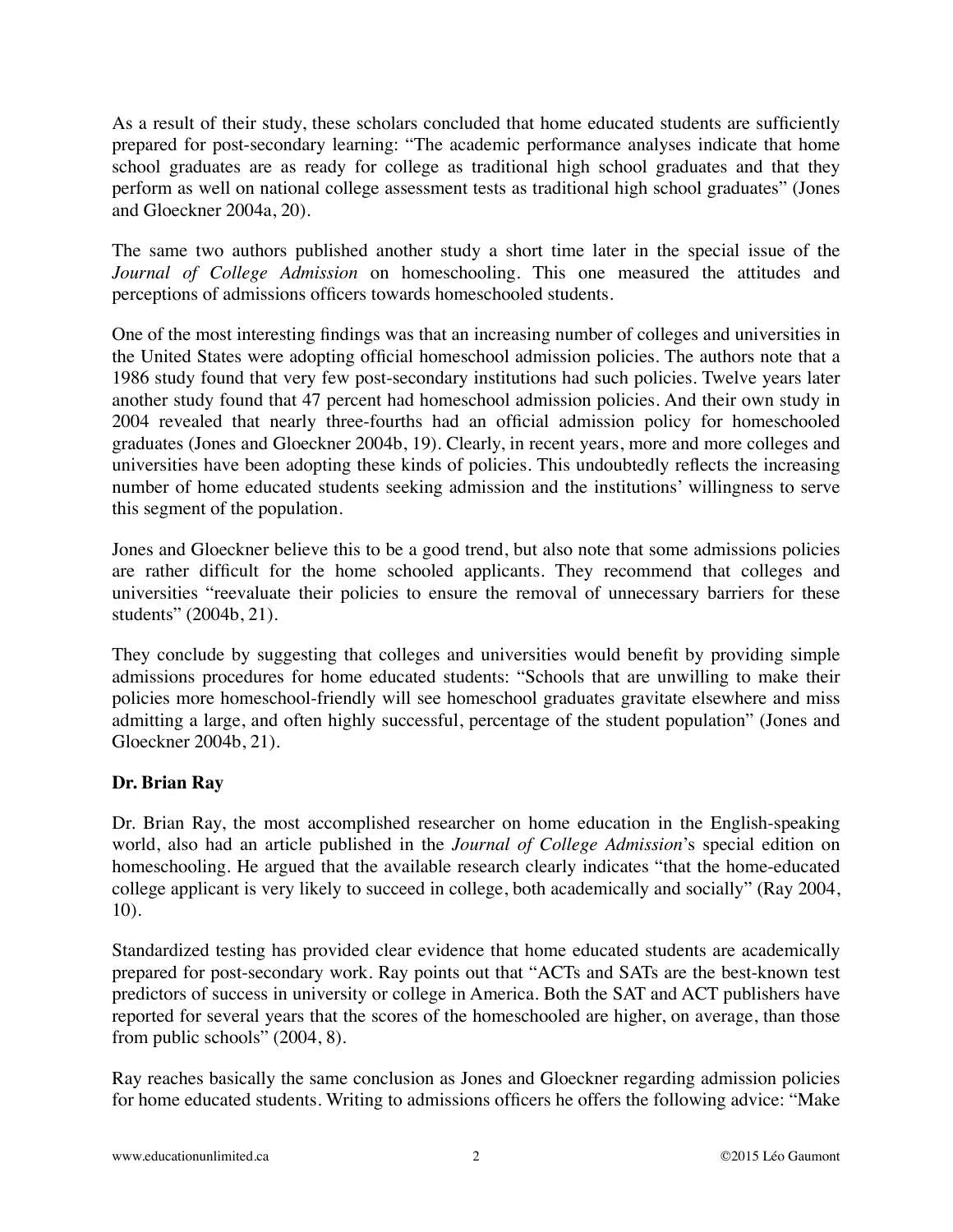As a result of their study, these scholars concluded that home educated students are sufficiently prepared for post-secondary learning: "The academic performance analyses indicate that home school graduates are as ready for college as traditional high school graduates and that they perform as well on national college assessment tests as traditional high school graduates" (Jones and Gloeckner 2004a, 20).

The same two authors published another study a short time later in the special issue of the *Journal of College Admission* on homeschooling. This one measured the attitudes and perceptions of admissions officers towards homeschooled students.

One of the most interesting findings was that an increasing number of colleges and universities in the United States were adopting official homeschool admission policies. The authors note that a 1986 study found that very few post-secondary institutions had such policies. Twelve years later another study found that 47 percent had homeschool admission policies. And their own study in 2004 revealed that nearly three-fourths had an official admission policy for homeschooled graduates (Jones and Gloeckner 2004b, 19). Clearly, in recent years, more and more colleges and universities have been adopting these kinds of policies. This undoubtedly reflects the increasing number of home educated students seeking admission and the institutions' willingness to serve this segment of the population.

Jones and Gloeckner believe this to be a good trend, but also note that some admissions policies are rather difficult for the home schooled applicants. They recommend that colleges and universities "reevaluate their policies to ensure the removal of unnecessary barriers for these students" (2004b, 21).

They conclude by suggesting that colleges and universities would benefit by providing simple admissions procedures for home educated students: "Schools that are unwilling to make their policies more homeschool-friendly will see homeschool graduates gravitate elsewhere and miss admitting a large, and often highly successful, percentage of the student population" (Jones and Gloeckner 2004b, 21).

**Dr. Brian Ray**

Dr. Brian Ray, the most accomplished researcher on home education in the English-speaking world, also had an article published in the *Journal of College Admission*'s special edition on homeschooling. He argued that the available research clearly indicates "that the home-educated college applicant is very likely to succeed in college, both academically and socially" (Ray 2004, 10).

Standardized testing has provided clear evidence that home educated students are academically prepared for post-secondary work. Ray points out that "ACTs and SATs are the best-known test predictors of success in university or college in America. Both the SAT and ACT publishers have reported for several years that the scores of the homeschooled are higher, on average, than those from public schools" (2004, 8).

Ray reaches basically the same conclusion as Jones and Gloeckner regarding admission policies for home educated students. Writing to admissions officers he offers the following advice: "Make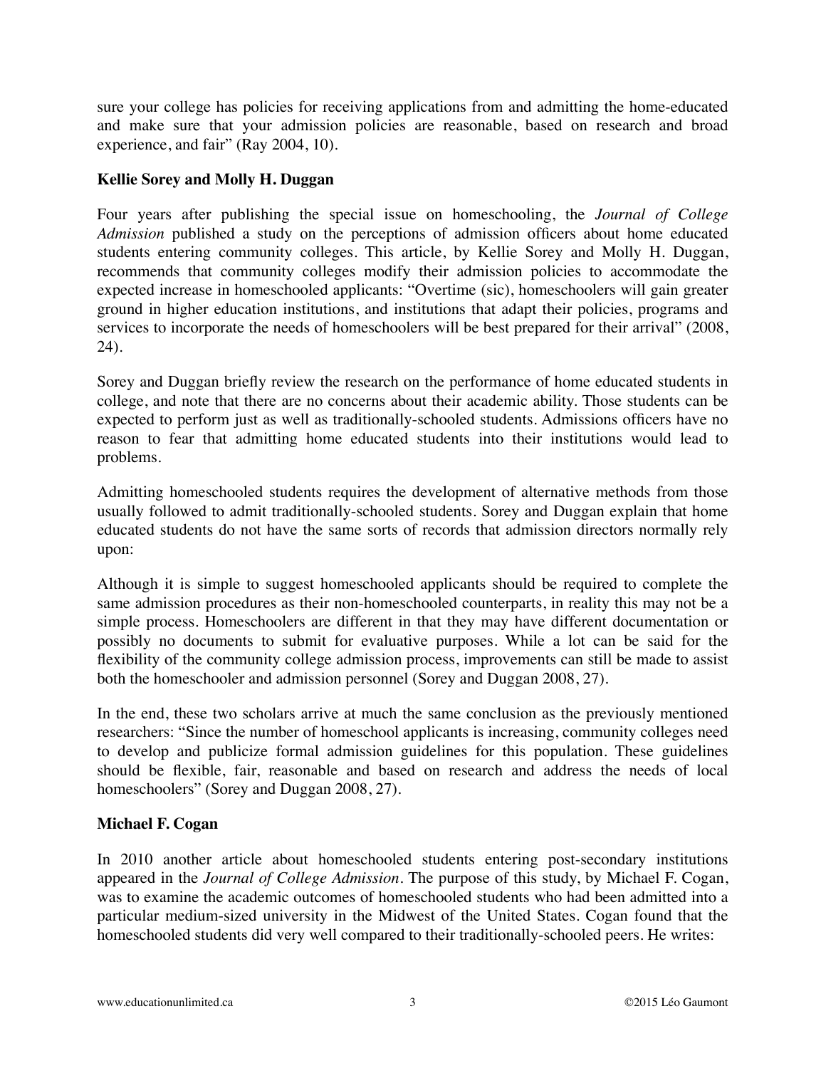sure your college has policies for receiving applications from and admitting the home-educated and make sure that your admission policies are reasonable, based on research and broad experience, and fair" (Ray 2004, 10).

**Kellie Sorey and Molly H. Duggan**

Four years after publishing the special issue on homeschooling, the *Journal of College Admission* published a study on the perceptions of admission officers about home educated students entering community colleges. This article, by Kellie Sorey and Molly H. Duggan, recommends that community colleges modify their admission policies to accommodate the expected increase in homeschooled applicants: "Overtime (sic), homeschoolers will gain greater ground in higher education institutions, and institutions that adapt their policies, programs and services to incorporate the needs of homeschoolers will be best prepared for their arrival" (2008, 24).

Sorey and Duggan briefly review the research on the performance of home educated students in college, and note that there are no concerns about their academic ability. Those students can be expected to perform just as well as traditionally-schooled students. Admissions officers have no reason to fear that admitting home educated students into their institutions would lead to problems.

Admitting homeschooled students requires the development of alternative methods from those usually followed to admit traditionally-schooled students. Sorey and Duggan explain that home educated students do not have the same sorts of records that admission directors normally rely upon:

Although it is simple to suggest homeschooled applicants should be required to complete the same admission procedures as their non-homeschooled counterparts, in reality this may not be a simple process. Homeschoolers are different in that they may have different documentation or possibly no documents to submit for evaluative purposes. While a lot can be said for the flexibility of the community college admission process, improvements can still be made to assist both the homeschooler and admission personnel (Sorey and Duggan 2008, 27).

In the end, these two scholars arrive at much the same conclusion as the previously mentioned researchers: "Since the number of homeschool applicants is increasing, community colleges need to develop and publicize formal admission guidelines for this population. These guidelines should be flexible, fair, reasonable and based on research and address the needs of local homeschoolers" (Sorey and Duggan 2008, 27).

**Michael F. Cogan**

In 2010 another article about homeschooled students entering post-secondary institutions appeared in the *Journal of College Admission*. The purpose of this study, by Michael F. Cogan, was to examine the academic outcomes of homeschooled students who had been admitted into a particular medium-sized university in the Midwest of the United States. Cogan found that the homeschooled students did very well compared to their traditionally-schooled peers. He writes: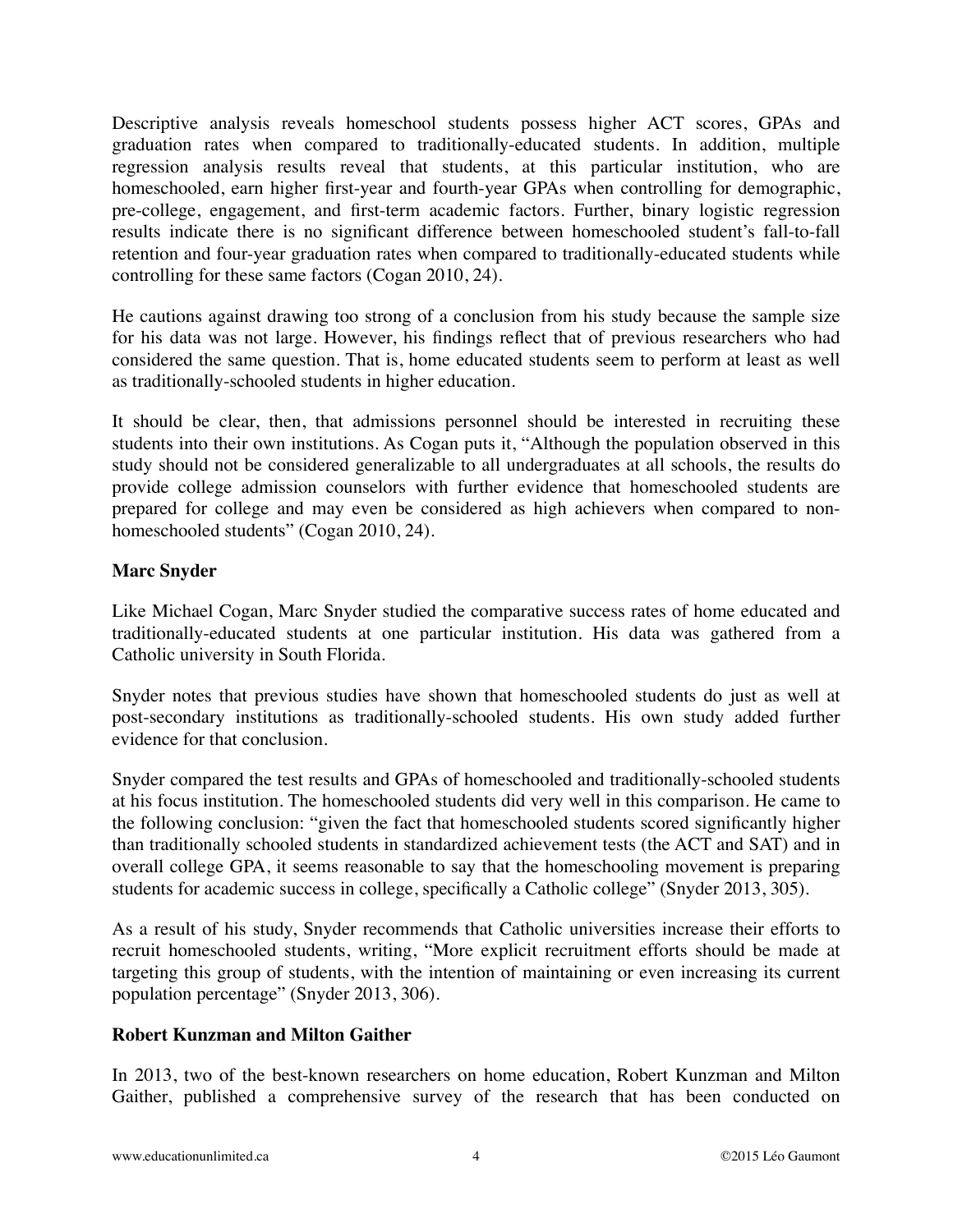Descriptive analysis reveals homeschool students possess higher ACT scores, GPAs and graduation rates when compared to traditionally-educated students. In addition, multiple regression analysis results reveal that students, at this particular institution, who are homeschooled, earn higher first-year and fourth-year GPAs when controlling for demographic, pre-college, engagement, and first-term academic factors. Further, binary logistic regression results indicate there is no significant difference between homeschooled student's fall-to-fall retention and four-year graduation rates when compared to traditionally-educated students while controlling for these same factors (Cogan 2010, 24).

He cautions against drawing too strong of a conclusion from his study because the sample size for his data was not large. However, his findings reflect that of previous researchers who had considered the same question. That is, home educated students seem to perform at least as well as traditionally-schooled students in higher education.

It should be clear, then, that admissions personnel should be interested in recruiting these students into their own institutions. As Cogan puts it, "Although the population observed in this study should not be considered generalizable to all undergraduates at all schools, the results do provide college admission counselors with further evidence that homeschooled students are prepared for college and may even be considered as high achievers when compared to non-homeschooled students" (Cogan 2010, 24).

### Marc Snyder

Like Michael Cogan, Marc Snyder studied the comparative success rates of home educated and traditionally-educated students at one particular institution. His data was gathered from a Catholic university in South Florida.

Snyder notes that previous studies have shown that homeschooled students do just as well at post-secondary institutions as traditionally-schooled students. His own study added further evidence for that conclusion.

Snyder compared the test results and GPAs of homeschooled and traditionally-schooled students at his focus institution. The homeschooled students did very well in this comparison. He came to the following conclusion: "given the fact that homeschooled students scored significantly higher than traditionally schooled students in standardized achievement tests (the ACT and SAT) and in overall college GPA, it seems reasonable to say that the homeschooling movement is preparing students for academic success in college, specifically a Catholic college" (Snyder 2013, 305).

As a result of his study, Snyder recommends that Catholic universities increase their efforts to recruit homeschooled students, writing, "More explicit recruitment efforts should be made at targeting this group of students, with the intention of maintaining or even increasing its current population percentage" (Snyder 2013, 306).

### Robert Kunzman and Milton Gaither

In 2013, two of the best-known researchers on home education, Robert Kunzman and Milton Gaither, published a comprehensive survey of the research that has been conducted on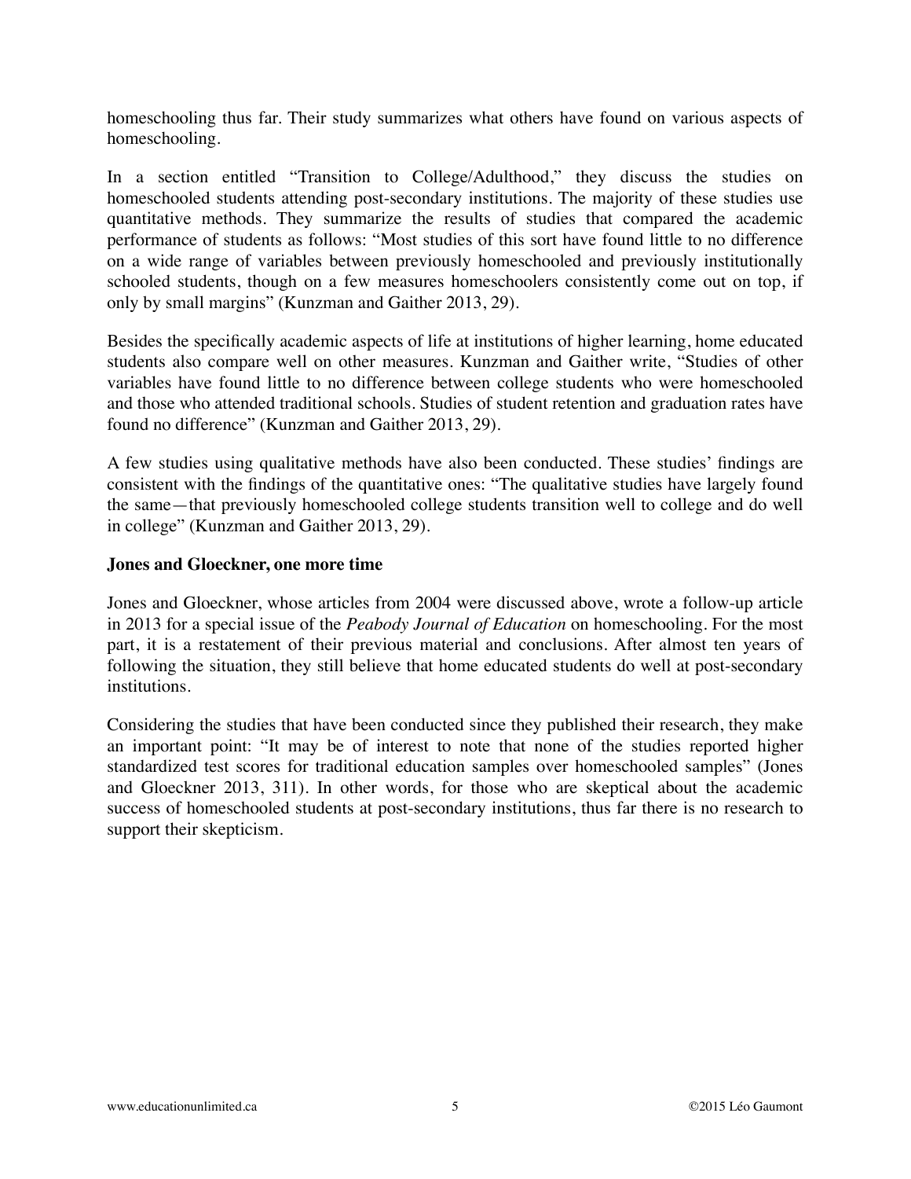homeschooling thus far. Their study summarizes what others have found on various aspects of homeschooling.

In a section entitled "Transition to College/Adulthood," they discuss the studies on homeschooled students attending post-secondary institutions. The majority of these studies use quantitative methods. They summarize the results of studies that compared the academic performance of students as follows: "Most studies of this sort have found little to no difference on a wide range of variables between previously homeschooled and previously institutionally schooled students, though on a few measures homeschoolers consistently come out on top, if only by small margins" (Kunzman and Gaither 2013, 29).

Besides the specifically academic aspects of life at institutions of higher learning, home educated students also compare well on other measures. Kunzman and Gaither write, "Studies of other variables have found little to no difference between college students who were homeschooled and those who attended traditional schools. Studies of student retention and graduation rates have found no difference" (Kunzman and Gaither 2013, 29).

A few studies using qualitative methods have also been conducted. These studies' findings are consistent with the findings of the quantitative ones: "The qualitative studies have largely found the same—that previously homeschooled college students transition well to college and do well in college" (Kunzman and Gaither 2013, 29).

**Jones and Gloeckner, one more time**

Jones and Gloeckner, whose articles from 2004 were discussed above, wrote a follow-up article in 2013 for a special issue of the *Peabody Journal of Education* on homeschooling. For the most part, it is a restatement of their previous material and conclusions. After almost ten years of following the situation, they still believe that home educated students do well at post-secondary institutions.

Considering the studies that have been conducted since they published their research, they make an important point: "It may be of interest to note that none of the studies reported higher standardized test scores for traditional education samples over homeschooled samples" (Jones and Gloeckner 2013, 311). In other words, for those who are skeptical about the academic success of homeschooled students at post-secondary institutions, thus far there is no research to support their skepticism.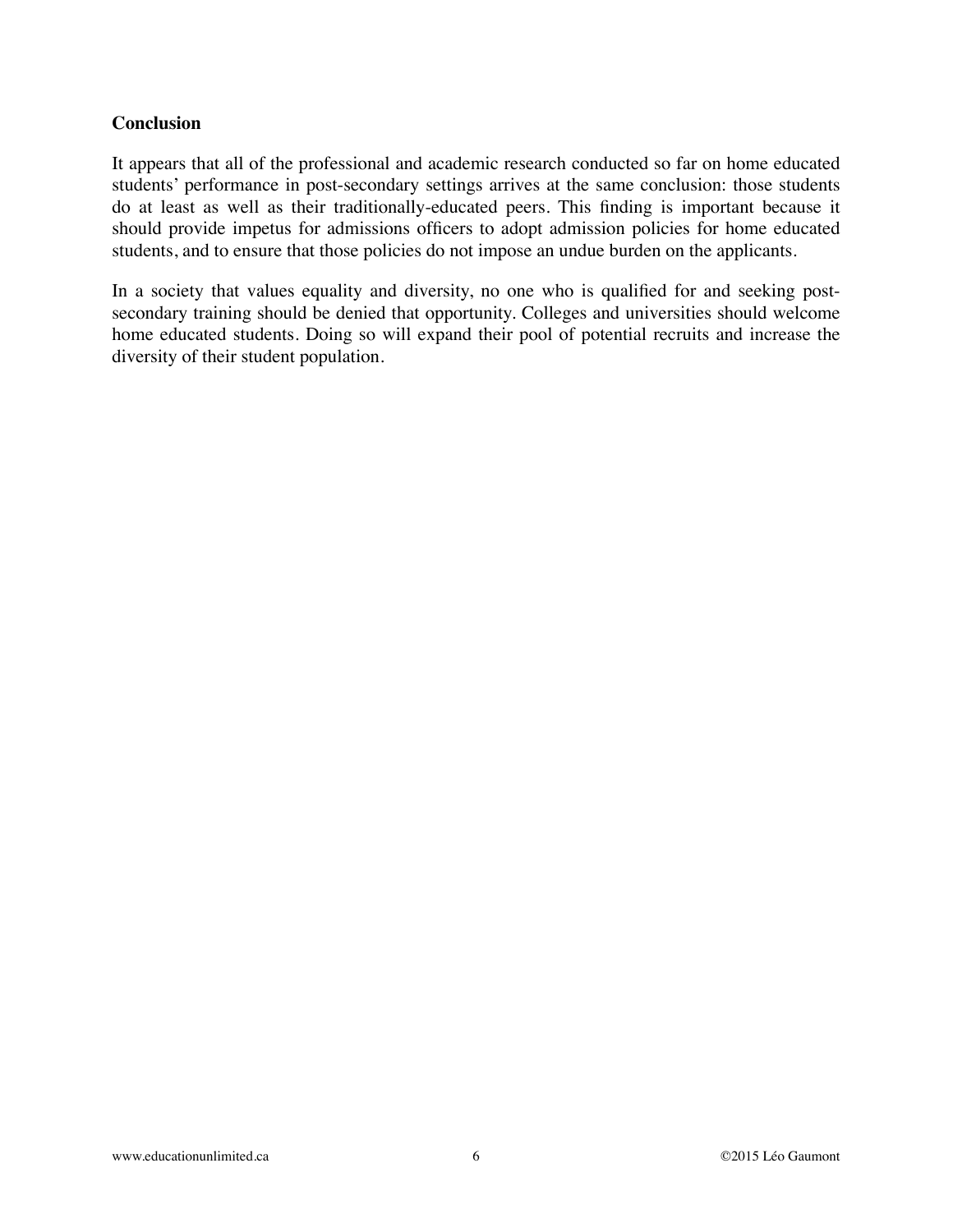## Conclusion

It appears that all of the professional and academic research conducted so far on home educated students' performance in post-secondary settings arrives at the same conclusion: those students do at least as well as their traditionally-educated peers. This finding is important because it should provide impetus for admissions officers to adopt admission policies for home educated students, and to ensure that those policies do not impose an undue burden on the applicants.

In a society that values equality and diversity, no one who is qualified for and seeking post-secondary training should be denied that opportunity. Colleges and universities should welcome home educated students. Doing so will expand their pool of potential recruits and increase the diversity of their student population.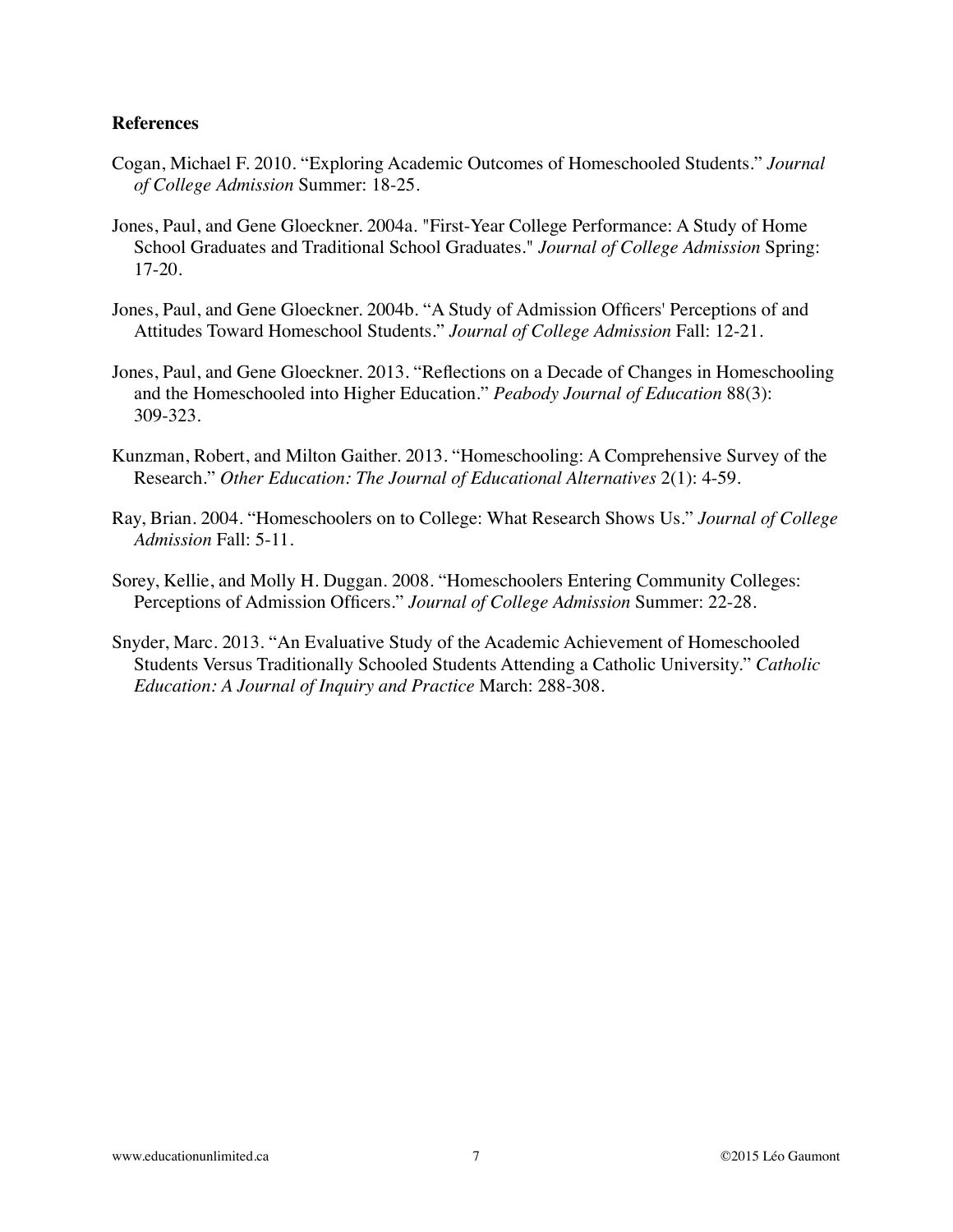**References**

Cogan, Michael F. 2010. "Exploring Academic Outcomes of Homeschooled Students." *Journal of College Admission* Summer: 18-25.

Jones, Paul, and Gene Gloeckner. 2004a. "First-Year College Performance: A Study of Home School Graduates and Traditional School Graduates." *Journal of College Admission* Spring: 17-20.

Jones, Paul, and Gene Gloeckner. 2004b. "A Study of Admission Officers' Perceptions of and Attitudes Toward Homeschool Students." *Journal of College Admission* Fall: 12-21.

Jones, Paul, and Gene Gloeckner. 2013. "Reflections on a Decade of Changes in Homeschooling and the Homeschooled into Higher Education." *Peabody Journal of Education* 88(3): 309-323.

Kunzman, Robert, and Milton Gaither. 2013. "Homeschooling: A Comprehensive Survey of the Research." *Other Education: The Journal of Educational Alternatives* 2(1): 4-59.

Ray, Brian. 2004. "Homeschoolers on to College: What Research Shows Us." *Journal of College Admission* Fall: 5-11.

Sorey, Kellie, and Molly H. Duggan. 2008. "Homeschoolers Entering Community Colleges: Perceptions of Admission Officers." *Journal of College Admission* Summer: 22-28.

Snyder, Marc. 2013. "An Evaluative Study of the Academic Achievement of Homeschooled Students Versus Traditionally Schooled Students Attending a Catholic University." *Catholic Education: A Journal of Inquiry and Practice* March: 288-308.